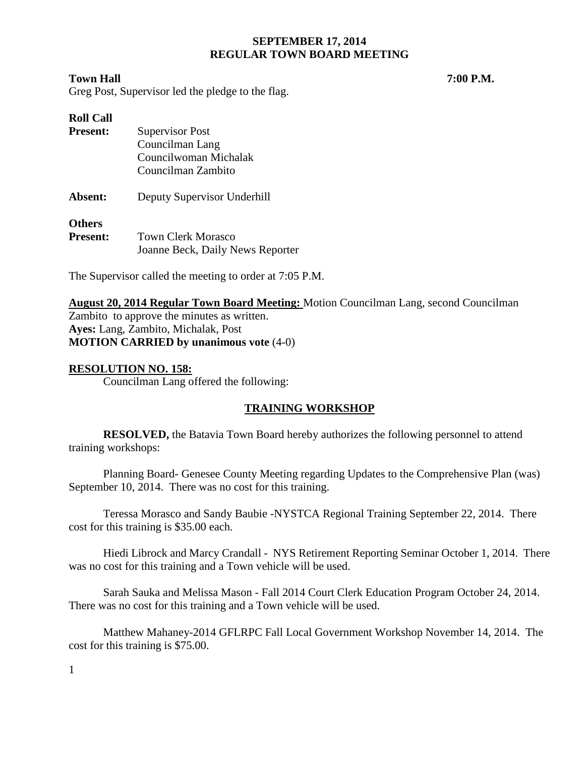**SEPTEMBER 17, 2014**
**REGULAR TOWN BOARD MEETING**

**Town Hall** **7:00 P.M.**

Greg Post, Supervisor led the pledge to the flag.

**Roll Call**

**Present:** Supervisor Post
Councilman Lang
Councilwoman Michalak
Councilman Zambito

**Absent:** Deputy Supervisor Underhill

**Others**
**Present:** Town Clerk Morasco
Joanne Beck, Daily News Reporter

The Supervisor called the meeting to order at 7:05 P.M.

**August 20, 2014 Regular Town Board Meeting:** Motion Councilman Lang, second Councilman Zambito to approve the minutes as written.
**Ayes:** Lang, Zambito, Michalak, Post
**MOTION CARRIED by unanimous vote** (4-0)

**RESOLUTION NO. 158:**

Councilman Lang offered the following:

**TRAINING WORKSHOP**

**RESOLVED,** the Batavia Town Board hereby authorizes the following personnel to attend training workshops:

Planning Board- Genesee County Meeting regarding Updates to the Comprehensive Plan (was) September 10, 2014. There was no cost for this training.

Teressa Morasco and Sandy Baubie -NYSTCA Regional Training September 22, 2014. There cost for this training is $35.00 each.

Hiedi Librock and Marcy Crandall - NYS Retirement Reporting Seminar October 1, 2014. There was no cost for this training and a Town vehicle will be used.

Sarah Sauka and Melissa Mason - Fall 2014 Court Clerk Education Program October 24, 2014. There was no cost for this training and a Town vehicle will be used.

Matthew Mahaney-2014 GFLRPC Fall Local Government Workshop November 14, 2014. The cost for this training is $75.00.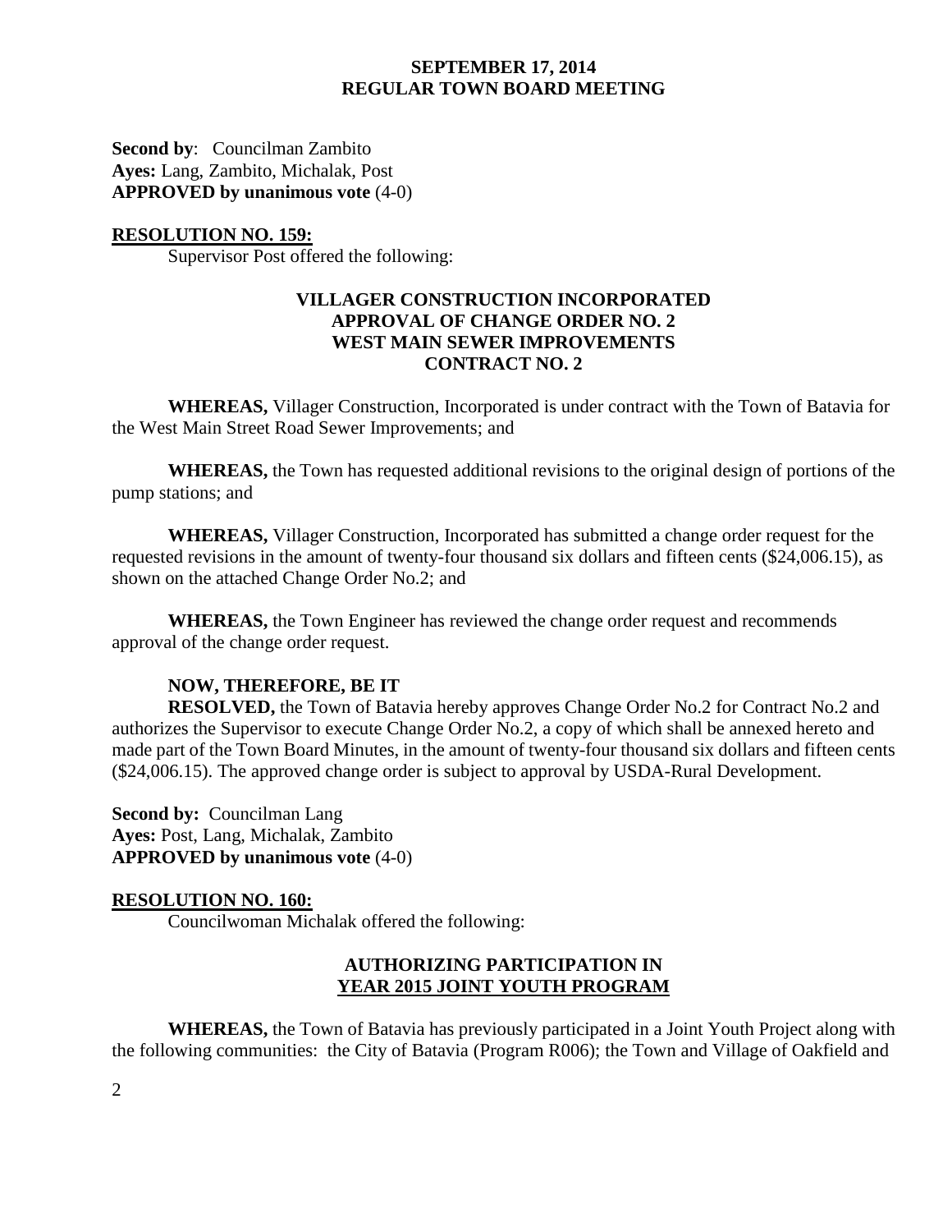**Second by**: Councilman Zambito
**Ayes:** Lang, Zambito, Michalak, Post
**APPROVED by unanimous vote** (4-0)

**RESOLUTION NO. 159:**

Supervisor Post offered the following:

**VILLAGER CONSTRUCTION INCORPORATED**
**APPROVAL OF CHANGE ORDER NO. 2**
**WEST MAIN SEWER IMPROVEMENTS**
**CONTRACT NO. 2**

**WHEREAS,** Villager Construction, Incorporated is under contract with the Town of Batavia for the West Main Street Road Sewer Improvements; and

**WHEREAS,** the Town has requested additional revisions to the original design of portions of the pump stations; and

**WHEREAS,** Villager Construction, Incorporated has submitted a change order request for the requested revisions in the amount of twenty-four thousand six dollars and fifteen cents ($24,006.15), as shown on the attached Change Order No.2; and

**WHEREAS,** the Town Engineer has reviewed the change order request and recommends approval of the change order request.

**NOW, THEREFORE, BE IT**
**RESOLVED,** the Town of Batavia hereby approves Change Order No.2 for Contract No.2 and authorizes the Supervisor to execute Change Order No.2, a copy of which shall be annexed hereto and made part of the Town Board Minutes, in the amount of twenty-four thousand six dollars and fifteen cents ($24,006.15). The approved change order is subject to approval by USDA-Rural Development.

**Second by:** Councilman Lang
**Ayes:** Post, Lang, Michalak, Zambito
**APPROVED by unanimous vote** (4-0)

**RESOLUTION NO. 160:**

Councilwoman Michalak offered the following:

**AUTHORIZING PARTICIPATION IN**
**YEAR 2015 JOINT YOUTH PROGRAM**

**WHEREAS,** the Town of Batavia has previously participated in a Joint Youth Project along with the following communities: the City of Batavia (Program R006); the Town and Village of Oakfield and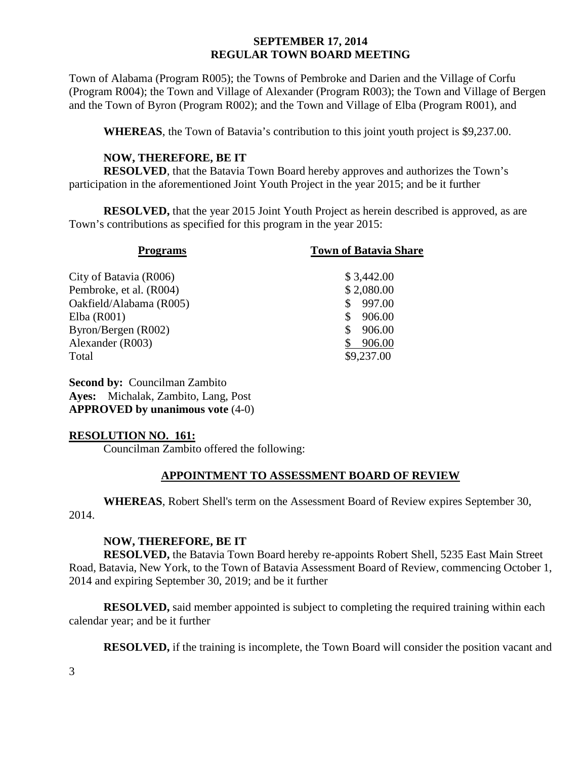Town of Alabama (Program R005); the Towns of Pembroke and Darien and the Village of Corfu (Program R004); the Town and Village of Alexander (Program R003); the Town and Village of Bergen and the Town of Byron (Program R002); and the Town and Village of Elba (Program R001), and

**WHEREAS**, the Town of Batavia's contribution to this joint youth project is $9,237.00.

**NOW, THEREFORE, BE IT**

**RESOLVED**, that the Batavia Town Board hereby approves and authorizes the Town's participation in the aforementioned Joint Youth Project in the year 2015; and be it further

**RESOLVED,** that the year 2015 Joint Youth Project as herein described is approved, as are Town's contributions as specified for this program in the year 2015:

| Programs | Town of Batavia Share |
|---|---|
| City of Batavia (R006) | $ 3,442.00 |
| Pembroke, et al. (R004) | $ 2,080.00 |
| Oakfield/Alabama (R005) | $ 997.00 |
| Elba (R001) | $ 906.00 |
| Byron/Bergen (R002) | $ 906.00 |
| Alexander (R003) | $ 906.00 |
| Total | $9,237.00 |

**Second by:** Councilman Zambito
**Ayes:** Michalak, Zambito, Lang, Post
**APPROVED by unanimous vote** (4-0)

**RESOLUTION NO. 161:**

Councilman Zambito offered the following:

## APPOINTMENT TO ASSESSMENT BOARD OF REVIEW

**WHEREAS**, Robert Shell's term on the Assessment Board of Review expires September 30, 2014.

**NOW, THEREFORE, BE IT**

**RESOLVED,** the Batavia Town Board hereby re-appoints Robert Shell, 5235 East Main Street Road, Batavia, New York, to the Town of Batavia Assessment Board of Review, commencing October 1, 2014 and expiring September 30, 2019; and be it further

**RESOLVED,** said member appointed is subject to completing the required training within each calendar year; and be it further

**RESOLVED,** if the training is incomplete, the Town Board will consider the position vacant and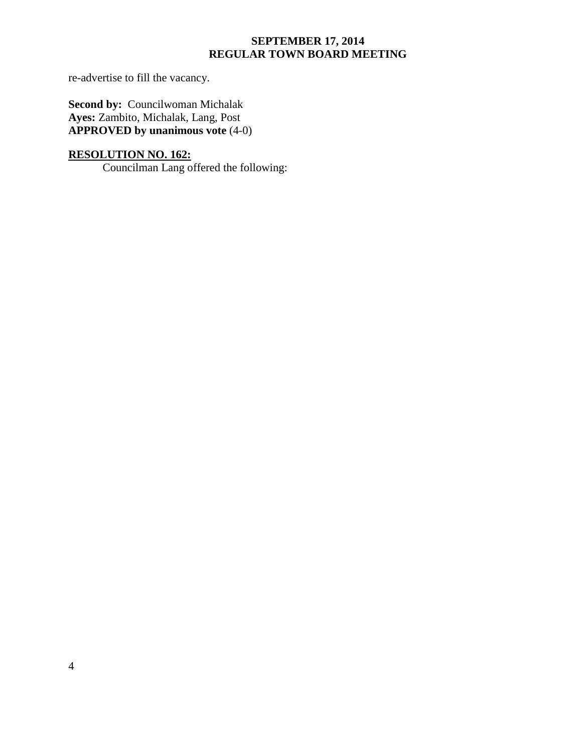re-advertise to fill the vacancy.

**Second by:** Councilwoman Michalak
**Ayes:** Zambito, Michalak, Lang, Post
**APPROVED by unanimous vote** (4-0)

**RESOLUTION NO. 162:**

Councilman Lang offered the following: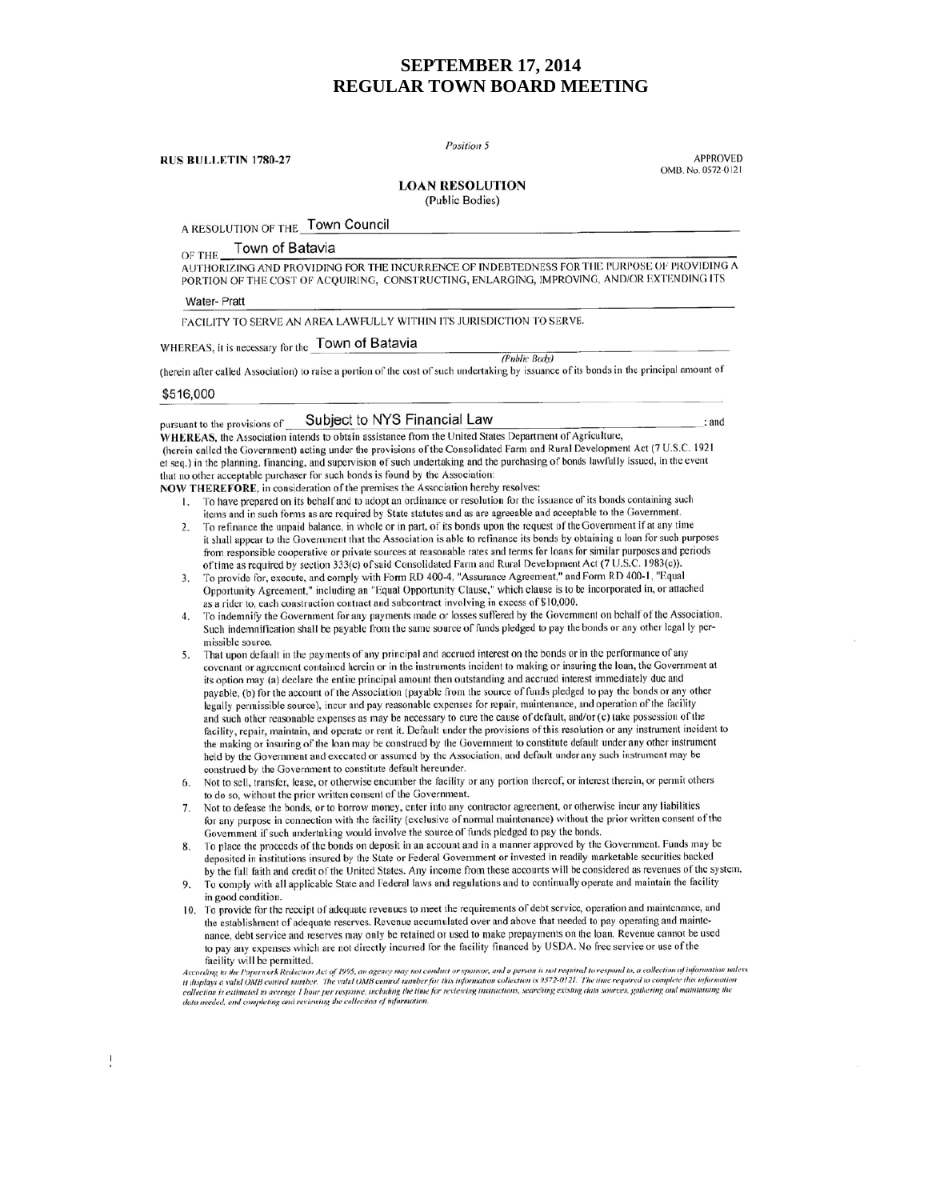# SEPTEMBER 17, 2014
# REGULAR TOWN BOARD MEETING

*Position 5*

**RUS BULLETIN 1780-27**

APPROVED
OMB. No. 0572-0121

## LOAN RESOLUTION
(Public Bodies)

A RESOLUTION OF THE Town Council

OF THE Town of Batavia

AUTHORIZING AND PROVIDING FOR THE INCURRENCE OF INDEBTEDNESS FOR THE PURPOSE OF PROVIDING A PORTION OF THE COST OF ACQUIRING, CONSTRUCTING, ENLARGING, IMPROVING, AND/OR EXTENDING ITS

Water- Pratt

FACILITY TO SERVE AN AREA LAWFULLY WITHIN ITS JURISDICTION TO SERVE.

WHEREAS, it is necessary for the Town of Batavia *(Public Body)*

(herein after called Association) to raise a portion of the cost of such undertaking by issuance of its bonds in the principal amount of

$516,000

pursuant to the provisions of Subject to NYS Financial Law ; and

**WHEREAS**, the Association intends to obtain assistance from the United States Department of Agriculture, (herein called the Government) acting under the provisions of the Consolidated Farm and Rural Development Act (7 U.S.C. 1921 et seq.) in the planning, financing, and supervision of such undertaking and the purchasing of bonds lawfully issued, in the event that no other acceptable purchaser for such bonds is found by the Association:

**NOW THEREFORE**, in consideration of the premises the Association hereby resolves:

1. To have prepared on its behalf and to adopt an ordinance or resolution for the issuance of its bonds containing such items and in such forms as are required by State statutes and as are agreeable and acceptable to the Government.
2. To refinance the unpaid balance, in whole or in part, of its bonds upon the request of the Government if at any time it shall appear to the Government that the Association is able to refinance its bonds by obtaining a loan for such purposes from responsible cooperative or private sources at reasonable rates and terms for loans for similar purposes and periods of time as required by section 333(c) of said Consolidated Farm and Rural Development Act (7 U.S.C. 1983(c)).
3. To provide for, execute, and comply with Form RD 400-4, "Assurance Agreement," and Form RD 400-1, "Equal Opportunity Agreement," including an "Equal Opportunity Clause," which clause is to be incorporated in, or attached as a rider to, each construction contract and subcontract involving in excess of $10,000.
4. To indemnify the Government for any payments made or losses suffered by the Government on behalf of the Association. Such indemnification shall be payable from the same source of funds pledged to pay the bonds or any other legally permissible source.
5. That upon default in the payments of any principal and accrued interest on the bonds or in the performance of any covenant or agreement contained herein or in the instruments incident to making or insuring the loan, the Government at its option may (a) declare the entire principal amount then outstanding and accrued interest immediately due and payable, (b) for the account of the Association (payable from the source of funds pledged to pay the bonds or any other legally permissible source), incur and pay reasonable expenses for repair, maintenance, and operation of the facility and such other reasonable expenses as may be necessary to cure the cause of default, and/or (c) take possession of the facility, repair, maintain, and operate or rent it. Default under the provisions of this resolution or any instrument incident to the making or insuring of the loan may be construed by the Government to constitute default under any other instrument held by the Government and executed or assumed by the Association, and default under any such instrument may be construed by the Government to constitute default hereunder.
6. Not to sell, transfer, lease, or otherwise encumber the facility or any portion thereof, or interest therein, or permit others to do so, without the prior written consent of the Government.
7. Not to defease the bonds, or to borrow money, enter into any contractor agreement, or otherwise incur any liabilities for any purpose in connection with the facility (exclusive of normal maintenance) without the prior written consent of the Government if such undertaking would involve the source of funds pledged to pay the bonds.
8. To place the proceeds of the bonds on deposit in an account and in a manner approved by the Government. Funds may be deposited in institutions insured by the State or Federal Government or invested in readily marketable securities backed by the full faith and credit of the United States. Any income from these accounts will be considered as revenues of the system.
9. To comply with all applicable State and Federal laws and regulations and to continually operate and maintain the facility in good condition.
10. To provide for the receipt of adequate revenues to meet the requirements of debt service, operation and maintenance, and the establishment of adequate reserves. Revenue accumulated over and above that needed to pay operating and maintenance, debt service and reserves may only be retained or used to make prepayments on the loan. Revenue cannot be used to pay any expenses which are not directly incurred for the facility financed by USDA. No free service or use of the facility will be permitted.

*According to the Paperwork Reduction Act of 1995, an agency may not conduct or sponsor, and a person is not required to respond to, a collection of information unless it displays a valid OMB control number. The valid OMB control number for this information collection is 0572-0121. The time required to complete this information collection is estimated to average 1 hour per response, including the time for reviewing instructions, searching existing data sources, gathering and maintaining the data needed, and completing and reviewing the collection of information.*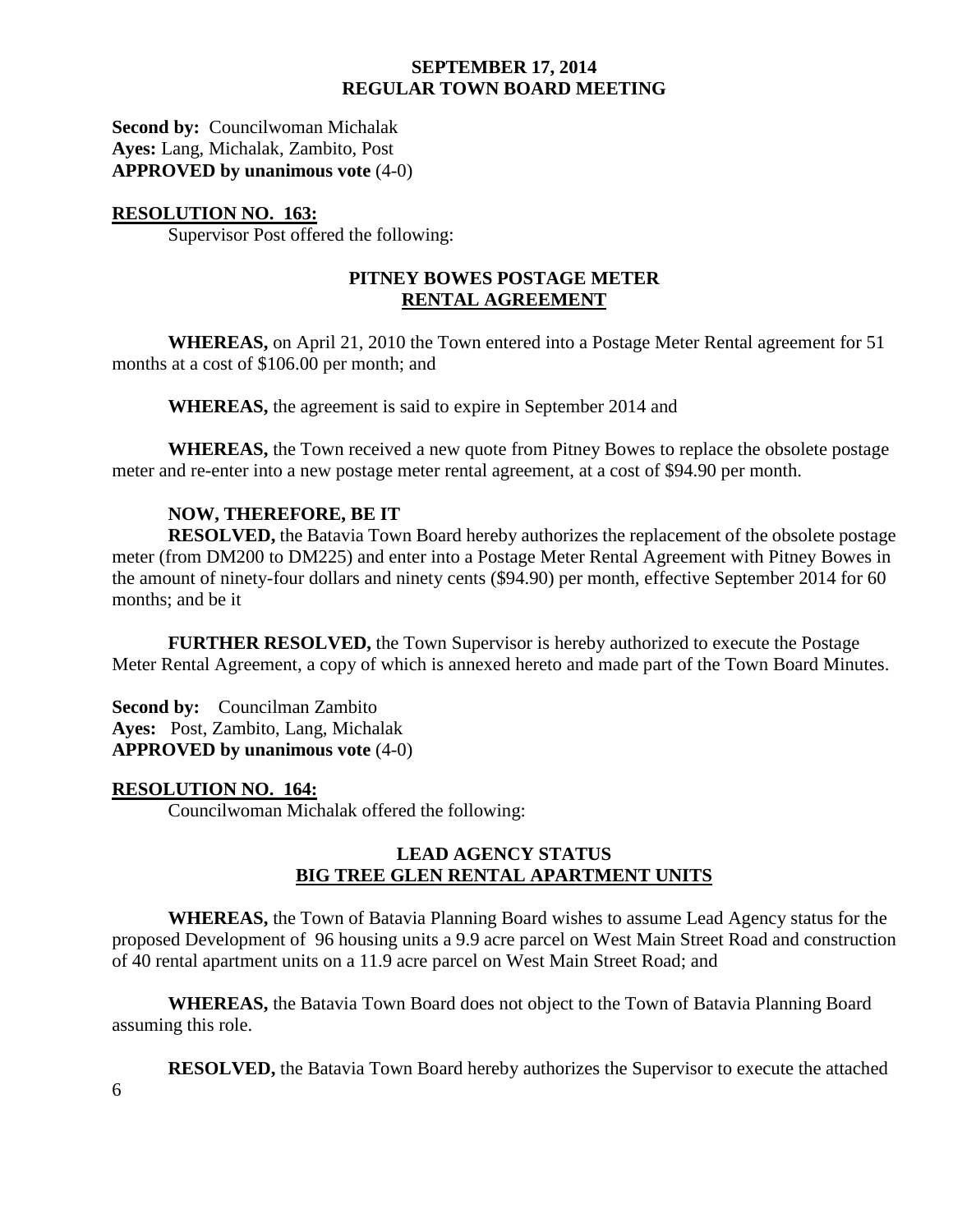**Second by:** Councilwoman Michalak
**Ayes:** Lang, Michalak, Zambito, Post
**APPROVED by unanimous vote** (4-0)

**RESOLUTION NO. 163:**

Supervisor Post offered the following:

**PITNEY BOWES POSTAGE METER**
**RENTAL AGREEMENT**

**WHEREAS,** on April 21, 2010 the Town entered into a Postage Meter Rental agreement for 51 months at a cost of $106.00 per month; and

**WHEREAS,** the agreement is said to expire in September 2014 and

**WHEREAS,** the Town received a new quote from Pitney Bowes to replace the obsolete postage meter and re-enter into a new postage meter rental agreement, at a cost of $94.90 per month.

**NOW, THEREFORE, BE IT**

**RESOLVED,** the Batavia Town Board hereby authorizes the replacement of the obsolete postage meter (from DM200 to DM225) and enter into a Postage Meter Rental Agreement with Pitney Bowes in the amount of ninety-four dollars and ninety cents ($94.90) per month, effective September 2014 for 60 months; and be it

**FURTHER RESOLVED,** the Town Supervisor is hereby authorized to execute the Postage Meter Rental Agreement, a copy of which is annexed hereto and made part of the Town Board Minutes.

**Second by:** Councilman Zambito
**Ayes:** Post, Zambito, Lang, Michalak
**APPROVED by unanimous vote** (4-0)

**RESOLUTION NO. 164:**

Councilwoman Michalak offered the following:

**LEAD AGENCY STATUS**
**BIG TREE GLEN RENTAL APARTMENT UNITS**

**WHEREAS,** the Town of Batavia Planning Board wishes to assume Lead Agency status for the proposed Development of 96 housing units a 9.9 acre parcel on West Main Street Road and construction of 40 rental apartment units on a 11.9 acre parcel on West Main Street Road; and

**WHEREAS,** the Batavia Town Board does not object to the Town of Batavia Planning Board assuming this role.

**RESOLVED,** the Batavia Town Board hereby authorizes the Supervisor to execute the attached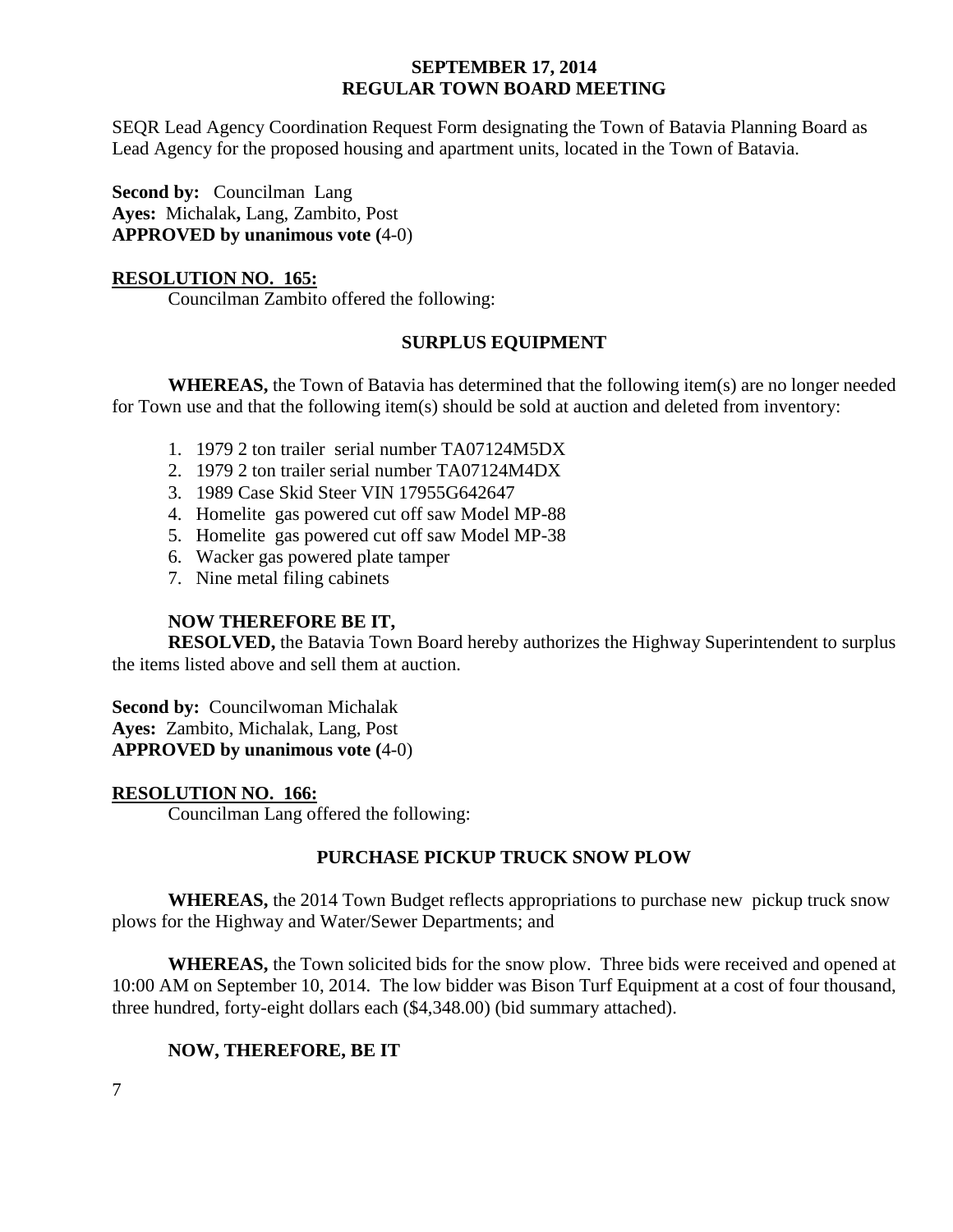SEQR Lead Agency Coordination Request Form designating the Town of Batavia Planning Board as Lead Agency for the proposed housing and apartment units, located in the Town of Batavia.

**Second by:** Councilman Lang
**Ayes:** Michalak**,** Lang, Zambito, Post
**APPROVED by unanimous vote (**4-0)

**RESOLUTION NO. 165:**

Councilman Zambito offered the following:

**SURPLUS EQUIPMENT**

**WHEREAS,** the Town of Batavia has determined that the following item(s) are no longer needed for Town use and that the following item(s) should be sold at auction and deleted from inventory:

1. 1979 2 ton trailer serial number TA07124M5DX
2. 1979 2 ton trailer serial number TA07124M4DX
3. 1989 Case Skid Steer VIN 17955G642647
4. Homelite gas powered cut off saw Model MP-88
5. Homelite gas powered cut off saw Model MP-38
6. Wacker gas powered plate tamper
7. Nine metal filing cabinets

**NOW THEREFORE BE IT,**

**RESOLVED,** the Batavia Town Board hereby authorizes the Highway Superintendent to surplus the items listed above and sell them at auction.

**Second by:** Councilwoman Michalak
**Ayes:** Zambito, Michalak, Lang, Post
**APPROVED by unanimous vote (**4-0)

**RESOLUTION NO. 166:**

Councilman Lang offered the following:

**PURCHASE PICKUP TRUCK SNOW PLOW**

**WHEREAS,** the 2014 Town Budget reflects appropriations to purchase new pickup truck snow plows for the Highway and Water/Sewer Departments; and

**WHEREAS,** the Town solicited bids for the snow plow. Three bids were received and opened at 10:00 AM on September 10, 2014. The low bidder was Bison Turf Equipment at a cost of four thousand, three hundred, forty-eight dollars each ($4,348.00) (bid summary attached).

**NOW, THEREFORE, BE IT**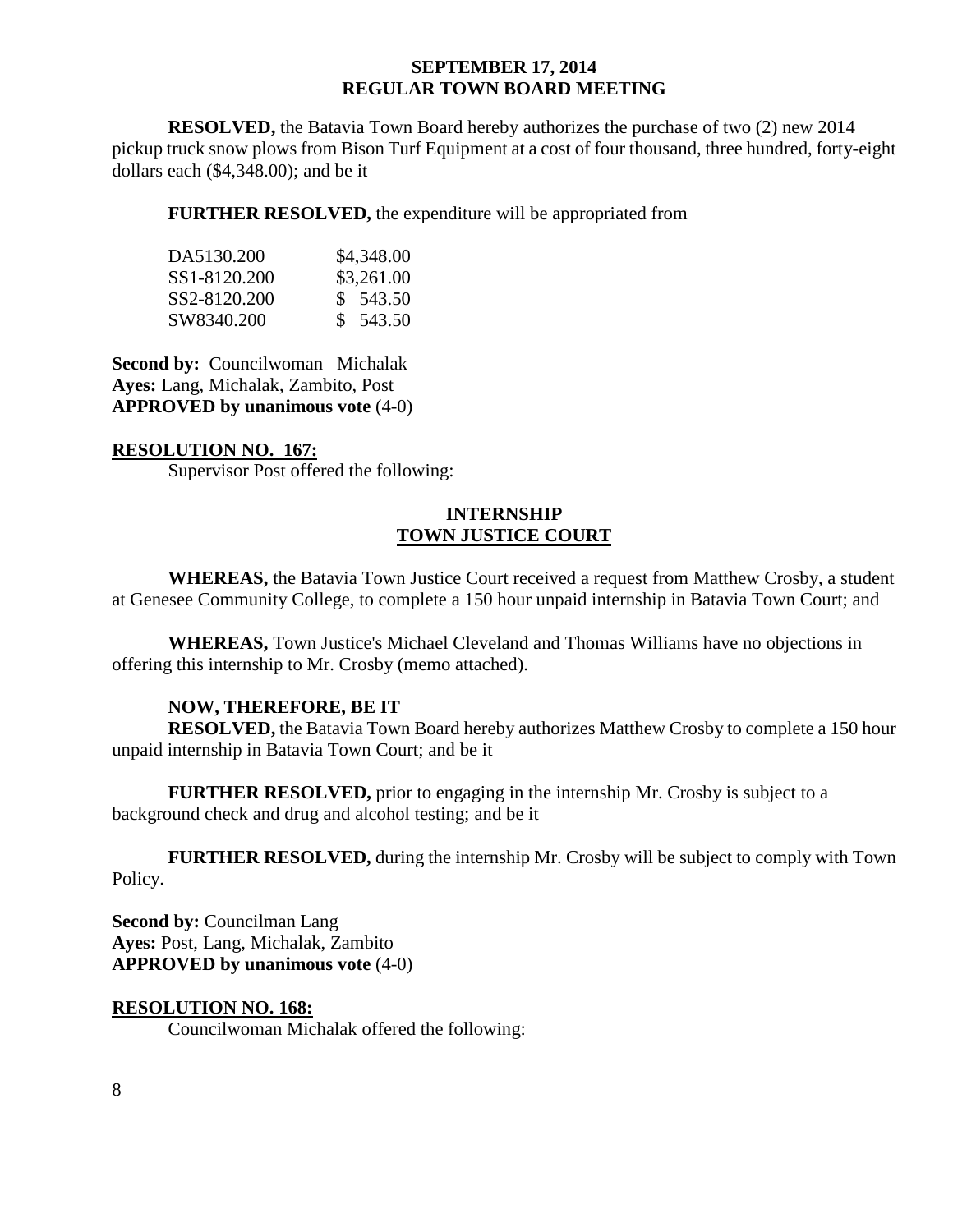**RESOLVED,** the Batavia Town Board hereby authorizes the purchase of two (2) new 2014 pickup truck snow plows from Bison Turf Equipment at a cost of four thousand, three hundred, forty-eight dollars each ($4,348.00); and be it

**FURTHER RESOLVED,** the expenditure will be appropriated from

| | |
|---|---|
| DA5130.200 | $4,348.00 |
| SS1-8120.200 | $3,261.00 |
| SS2-8120.200 | $ 543.50 |
| SW8340.200 | $ 543.50 |

**Second by:** Councilwoman Michalak
**Ayes:** Lang, Michalak, Zambito, Post
**APPROVED by unanimous vote** (4-0)

**RESOLUTION NO. 167:**

Supervisor Post offered the following:

**INTERNSHIP**
**TOWN JUSTICE COURT**

**WHEREAS,** the Batavia Town Justice Court received a request from Matthew Crosby, a student at Genesee Community College, to complete a 150 hour unpaid internship in Batavia Town Court; and

**WHEREAS,** Town Justice's Michael Cleveland and Thomas Williams have no objections in offering this internship to Mr. Crosby (memo attached).

**NOW, THEREFORE, BE IT**

**RESOLVED,** the Batavia Town Board hereby authorizes Matthew Crosby to complete a 150 hour unpaid internship in Batavia Town Court; and be it

**FURTHER RESOLVED,** prior to engaging in the internship Mr. Crosby is subject to a background check and drug and alcohol testing; and be it

**FURTHER RESOLVED,** during the internship Mr. Crosby will be subject to comply with Town Policy.

**Second by:** Councilman Lang
**Ayes:** Post, Lang, Michalak, Zambito
**APPROVED by unanimous vote** (4-0)

**RESOLUTION NO. 168:**

Councilwoman Michalak offered the following: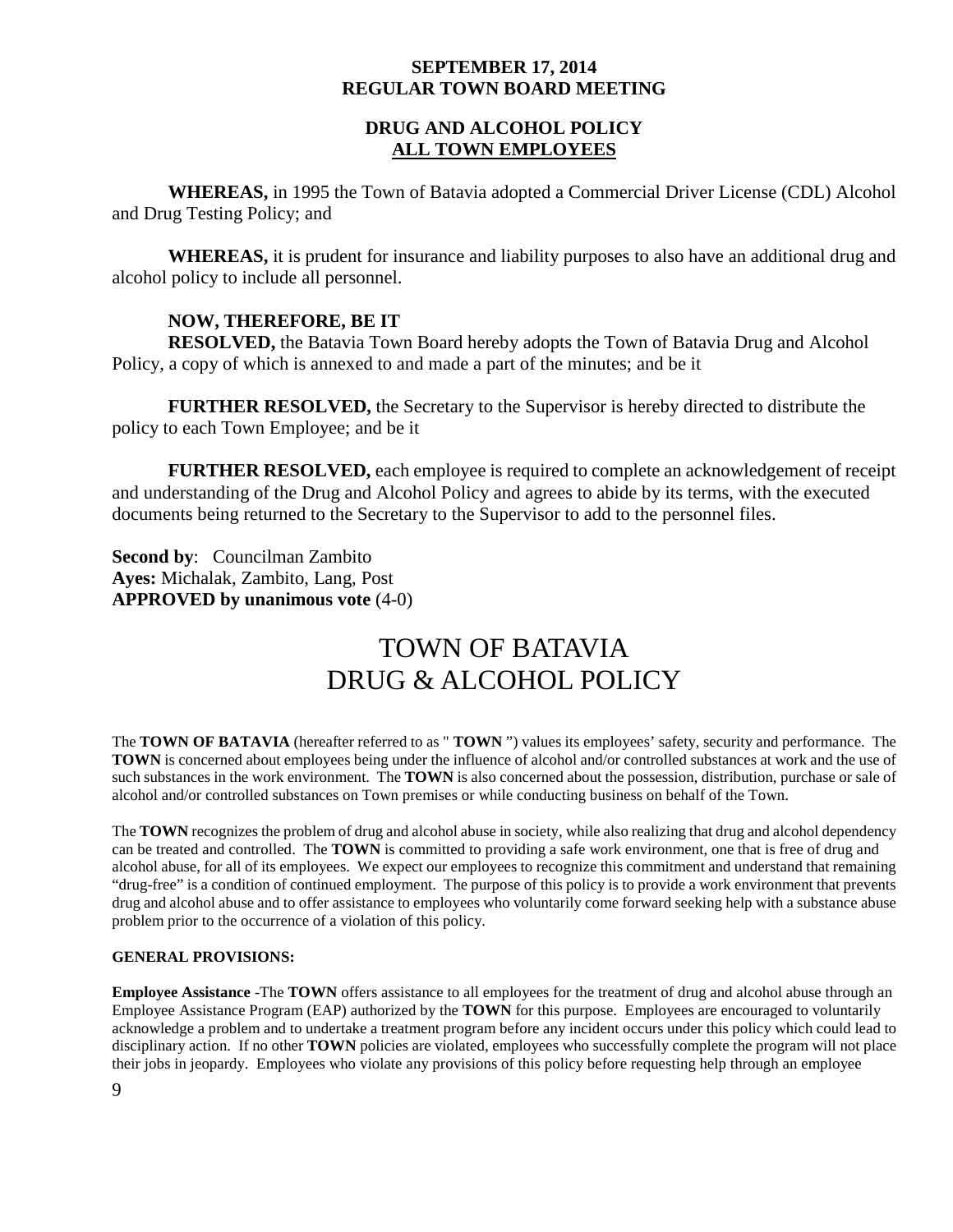**SEPTEMBER 17, 2014**
**REGULAR TOWN BOARD MEETING**

**DRUG AND ALCOHOL POLICY**
**ALL TOWN EMPLOYEES**

**WHEREAS,** in 1995 the Town of Batavia adopted a Commercial Driver License (CDL) Alcohol and Drug Testing Policy; and

**WHEREAS,** it is prudent for insurance and liability purposes to also have an additional drug and alcohol policy to include all personnel.

**NOW, THEREFORE, BE IT**
**RESOLVED,** the Batavia Town Board hereby adopts the Town of Batavia Drug and Alcohol Policy, a copy of which is annexed to and made a part of the minutes; and be it

**FURTHER RESOLVED,** the Secretary to the Supervisor is hereby directed to distribute the policy to each Town Employee; and be it

**FURTHER RESOLVED,** each employee is required to complete an acknowledgement of receipt and understanding of the Drug and Alcohol Policy and agrees to abide by its terms, with the executed documents being returned to the Secretary to the Supervisor to add to the personnel files.

**Second by**: Councilman Zambito
**Ayes:** Michalak, Zambito, Lang, Post
**APPROVED by unanimous vote** (4-0)

# TOWN OF BATAVIA DRUG & ALCOHOL POLICY

The **TOWN OF BATAVIA** (hereafter referred to as " **TOWN** ") values its employees' safety, security and performance. The **TOWN** is concerned about employees being under the influence of alcohol and/or controlled substances at work and the use of such substances in the work environment. The **TOWN** is also concerned about the possession, distribution, purchase or sale of alcohol and/or controlled substances on Town premises or while conducting business on behalf of the Town.

The **TOWN** recognizes the problem of drug and alcohol abuse in society, while also realizing that drug and alcohol dependency can be treated and controlled. The **TOWN** is committed to providing a safe work environment, one that is free of drug and alcohol abuse, for all of its employees. We expect our employees to recognize this commitment and understand that remaining "drug-free" is a condition of continued employment. The purpose of this policy is to provide a work environment that prevents drug and alcohol abuse and to offer assistance to employees who voluntarily come forward seeking help with a substance abuse problem prior to the occurrence of a violation of this policy.

**GENERAL PROVISIONS:**

**Employee Assistance** -The **TOWN** offers assistance to all employees for the treatment of drug and alcohol abuse through an Employee Assistance Program (EAP) authorized by the **TOWN** for this purpose. Employees are encouraged to voluntarily acknowledge a problem and to undertake a treatment program before any incident occurs under this policy which could lead to disciplinary action. If no other **TOWN** policies are violated, employees who successfully complete the program will not place their jobs in jeopardy. Employees who violate any provisions of this policy before requesting help through an employee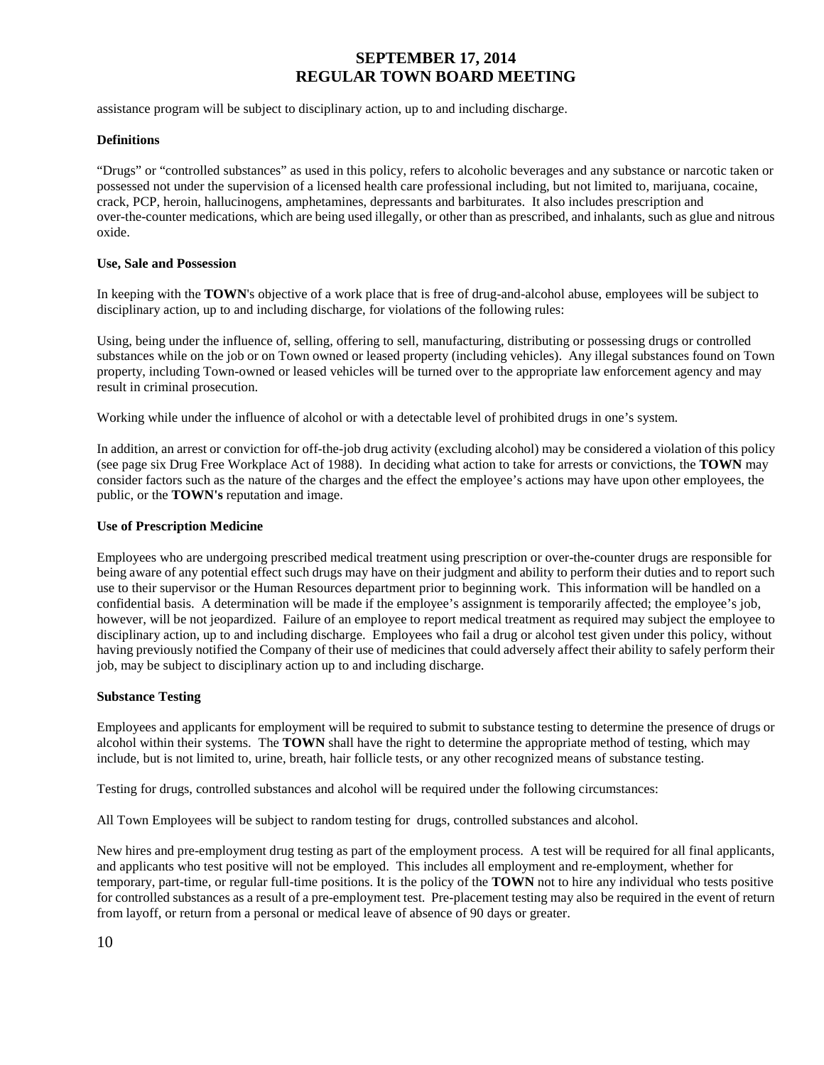assistance program will be subject to disciplinary action, up to and including discharge.

**Definitions**

"Drugs" or "controlled substances" as used in this policy, refers to alcoholic beverages and any substance or narcotic taken or possessed not under the supervision of a licensed health care professional including, but not limited to, marijuana, cocaine, crack, PCP, heroin, hallucinogens, amphetamines, depressants and barbiturates. It also includes prescription and over-the-counter medications, which are being used illegally, or other than as prescribed, and inhalants, such as glue and nitrous oxide.

**Use, Sale and Possession**

In keeping with the **TOWN**'s objective of a work place that is free of drug-and-alcohol abuse, employees will be subject to disciplinary action, up to and including discharge, for violations of the following rules:

Using, being under the influence of, selling, offering to sell, manufacturing, distributing or possessing drugs or controlled substances while on the job or on Town owned or leased property (including vehicles). Any illegal substances found on Town property, including Town-owned or leased vehicles will be turned over to the appropriate law enforcement agency and may result in criminal prosecution.

Working while under the influence of alcohol or with a detectable level of prohibited drugs in one's system.

In addition, an arrest or conviction for off-the-job drug activity (excluding alcohol) may be considered a violation of this policy (see page six Drug Free Workplace Act of 1988). In deciding what action to take for arrests or convictions, the **TOWN** may consider factors such as the nature of the charges and the effect the employee's actions may have upon other employees, the public, or the **TOWN's** reputation and image.

**Use of Prescription Medicine**

Employees who are undergoing prescribed medical treatment using prescription or over-the-counter drugs are responsible for being aware of any potential effect such drugs may have on their judgment and ability to perform their duties and to report such use to their supervisor or the Human Resources department prior to beginning work. This information will be handled on a confidential basis. A determination will be made if the employee's assignment is temporarily affected; the employee's job, however, will be not jeopardized. Failure of an employee to report medical treatment as required may subject the employee to disciplinary action, up to and including discharge. Employees who fail a drug or alcohol test given under this policy, without having previously notified the Company of their use of medicines that could adversely affect their ability to safely perform their job, may be subject to disciplinary action up to and including discharge.

**Substance Testing**

Employees and applicants for employment will be required to submit to substance testing to determine the presence of drugs or alcohol within their systems. The **TOWN** shall have the right to determine the appropriate method of testing, which may include, but is not limited to, urine, breath, hair follicle tests, or any other recognized means of substance testing.

Testing for drugs, controlled substances and alcohol will be required under the following circumstances:

All Town Employees will be subject to random testing for drugs, controlled substances and alcohol.

New hires and pre-employment drug testing as part of the employment process. A test will be required for all final applicants, and applicants who test positive will not be employed. This includes all employment and re-employment, whether for temporary, part-time, or regular full-time positions. It is the policy of the **TOWN** not to hire any individual who tests positive for controlled substances as a result of a pre-employment test. Pre-placement testing may also be required in the event of return from layoff, or return from a personal or medical leave of absence of 90 days or greater.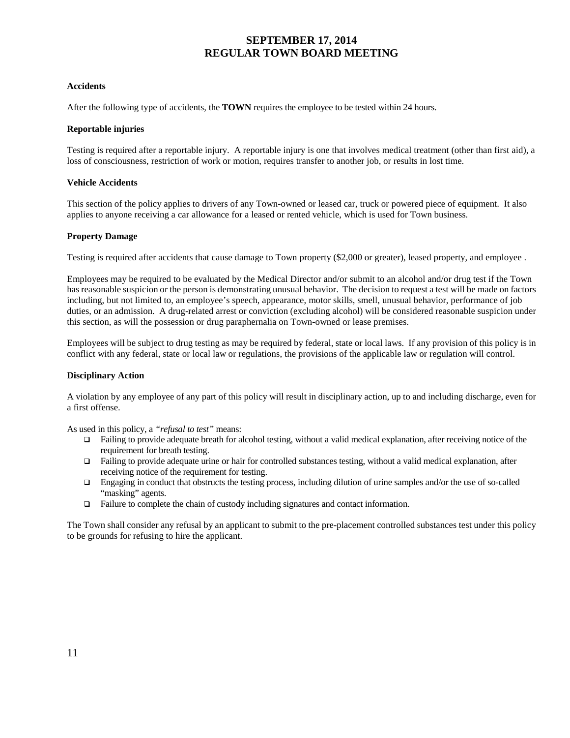**Accidents**

After the following type of accidents, the **TOWN** requires the employee to be tested within 24 hours.

**Reportable injuries**

Testing is required after a reportable injury. A reportable injury is one that involves medical treatment (other than first aid), a loss of consciousness, restriction of work or motion, requires transfer to another job, or results in lost time.

**Vehicle Accidents**

This section of the policy applies to drivers of any Town-owned or leased car, truck or powered piece of equipment. It also applies to anyone receiving a car allowance for a leased or rented vehicle, which is used for Town business.

**Property Damage**

Testing is required after accidents that cause damage to Town property ($2,000 or greater), leased property, and employee .

Employees may be required to be evaluated by the Medical Director and/or submit to an alcohol and/or drug test if the Town has reasonable suspicion or the person is demonstrating unusual behavior. The decision to request a test will be made on factors including, but not limited to, an employee's speech, appearance, motor skills, smell, unusual behavior, performance of job duties, or an admission. A drug-related arrest or conviction (excluding alcohol) will be considered reasonable suspicion under this section, as will the possession or drug paraphernalia on Town-owned or lease premises.

Employees will be subject to drug testing as may be required by federal, state or local laws. If any provision of this policy is in conflict with any federal, state or local law or regulations, the provisions of the applicable law or regulation will control.

**Disciplinary Action**

A violation by any employee of any part of this policy will result in disciplinary action, up to and including discharge, even for a first offense.

As used in this policy, a *"refusal to test"* means:

- Failing to provide adequate breath for alcohol testing, without a valid medical explanation, after receiving notice of the requirement for breath testing.
- Failing to provide adequate urine or hair for controlled substances testing, without a valid medical explanation, after receiving notice of the requirement for testing.
- Engaging in conduct that obstructs the testing process, including dilution of urine samples and/or the use of so-called "masking" agents.
- Failure to complete the chain of custody including signatures and contact information.

The Town shall consider any refusal by an applicant to submit to the pre-placement controlled substances test under this policy to be grounds for refusing to hire the applicant.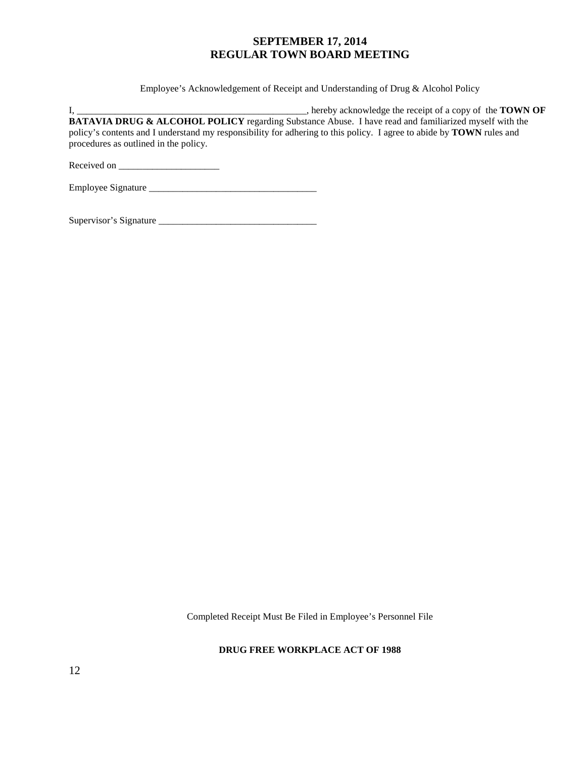Employee's Acknowledgement of Receipt and Understanding of Drug & Alcohol Policy

I, _________________________________________________, hereby acknowledge the receipt of a copy of the **TOWN OF BATAVIA DRUG & ALCOHOL POLICY** regarding Substance Abuse. I have read and familiarized myself with the policy's contents and I understand my responsibility for adhering to this policy. I agree to abide by **TOWN** rules and procedures as outlined in the policy.

Received on _____________________

Employee Signature ___________________________________

Supervisor's Signature _________________________________

Completed Receipt Must Be Filed in Employee's Personnel File

**DRUG FREE WORKPLACE ACT OF 1988**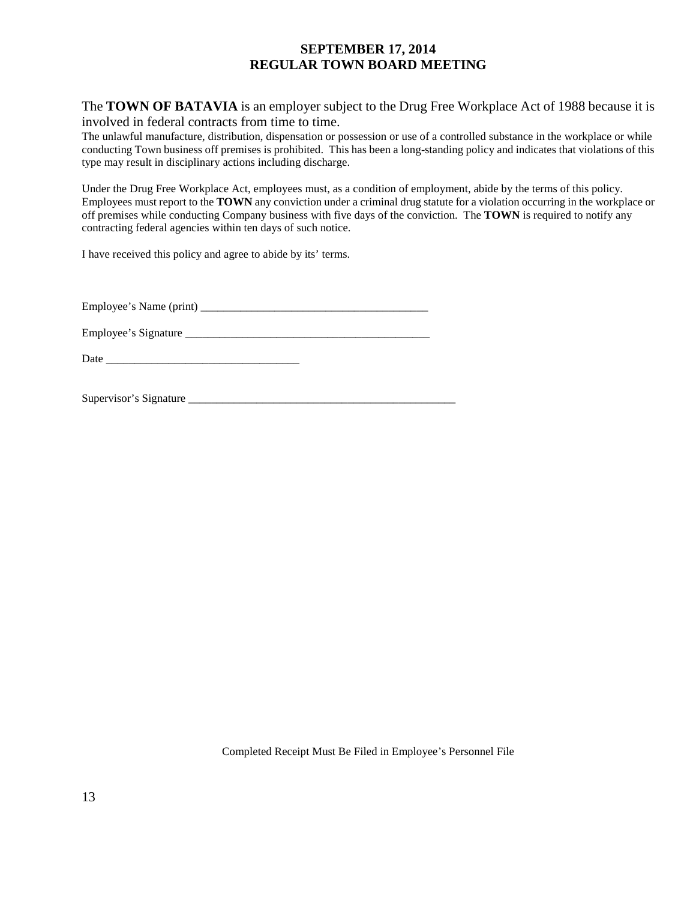The **TOWN OF BATAVIA** is an employer subject to the Drug Free Workplace Act of 1988 because it is involved in federal contracts from time to time.

The unlawful manufacture, distribution, dispensation or possession or use of a controlled substance in the workplace or while conducting Town business off premises is prohibited. This has been a long-standing policy and indicates that violations of this type may result in disciplinary actions including discharge.

Under the Drug Free Workplace Act, employees must, as a condition of employment, abide by the terms of this policy. Employees must report to the **TOWN** any conviction under a criminal drug statute for a violation occurring in the workplace or off premises while conducting Company business with five days of the conviction. The **TOWN** is required to notify any contracting federal agencies within ten days of such notice.

I have received this policy and agree to abide by its' terms.

Employee's Name (print) ________________________________________

Employee's Signature ____________________________________________

Date __________________________________

Supervisor's Signature ________________________________________________

Completed Receipt Must Be Filed in Employee's Personnel File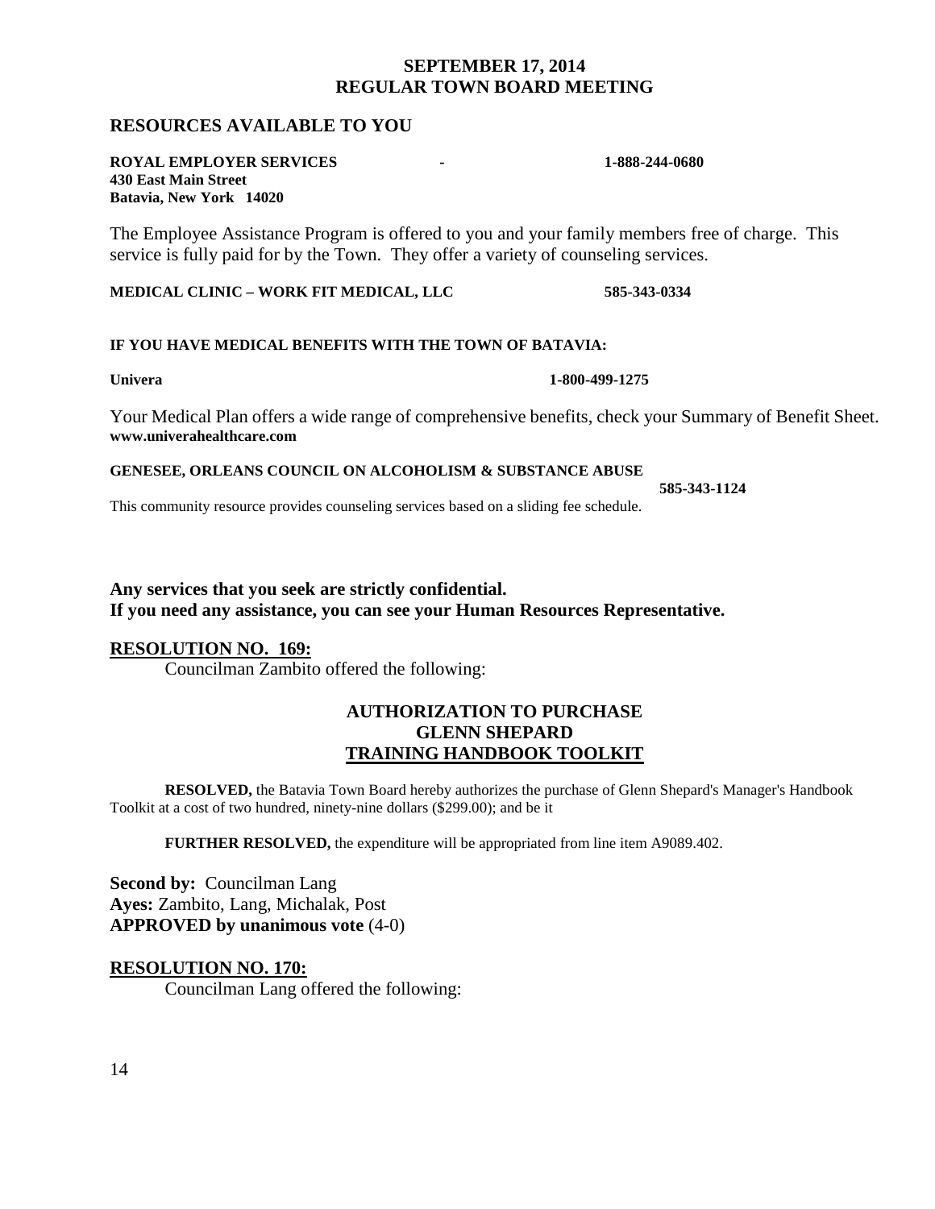## RESOURCES AVAILABLE TO YOU

**ROYAL EMPLOYER SERVICES - 1-888-244-0680**
**430 East Main Street**
**Batavia, New York 14020**

The Employee Assistance Program is offered to you and your family members free of charge. This service is fully paid for by the Town. They offer a variety of counseling services.

**MEDICAL CLINIC – WORK FIT MEDICAL, LLC 585-343-0334**

**IF YOU HAVE MEDICAL BENEFITS WITH THE TOWN OF BATAVIA:**

**Univera 1-800-499-1275**

Your Medical Plan offers a wide range of comprehensive benefits, check your Summary of Benefit Sheet.
**www.univerahealthcare.com**

**GENESEE, ORLEANS COUNCIL ON ALCOHOLISM & SUBSTANCE ABUSE**
**585-343-1124**

This community resource provides counseling services based on a sliding fee schedule.

**Any services that you seek are strictly confidential.**
**If you need any assistance, you can see your Human Resources Representative.**

**RESOLUTION NO. 169:**

Councilman Zambito offered the following:

**AUTHORIZATION TO PURCHASE**
**GLENN SHEPARD**
**TRAINING HANDBOOK TOOLKIT**

**RESOLVED,** the Batavia Town Board hereby authorizes the purchase of Glenn Shepard's Manager's Handbook Toolkit at a cost of two hundred, ninety-nine dollars ($299.00); and be it

**FURTHER RESOLVED,** the expenditure will be appropriated from line item A9089.402.

**Second by:** Councilman Lang
**Ayes:** Zambito, Lang, Michalak, Post
**APPROVED by unanimous vote** (4-0)

**RESOLUTION NO. 170:**

Councilman Lang offered the following: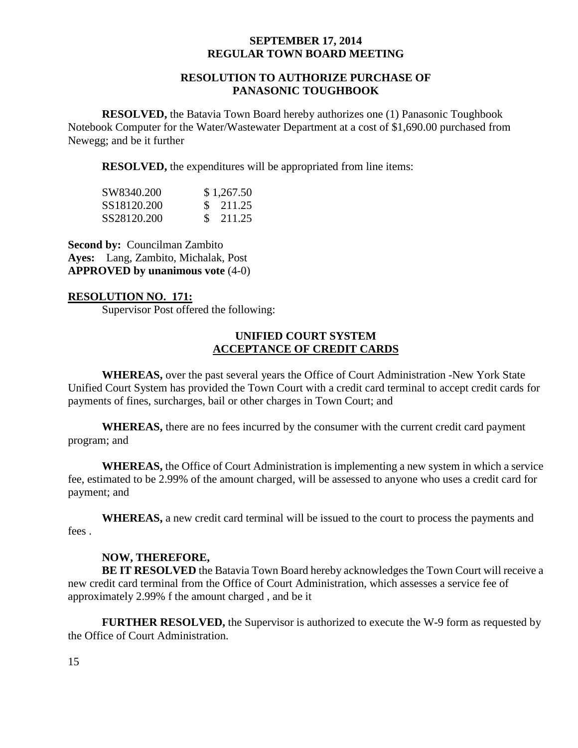**SEPTEMBER 17, 2014**
**REGULAR TOWN BOARD MEETING**

## RESOLUTION TO AUTHORIZE PURCHASE OF PANASONIC TOUGHBOOK

**RESOLVED,** the Batavia Town Board hereby authorizes one (1) Panasonic Toughbook Notebook Computer for the Water/Wastewater Department at a cost of $1,690.00 purchased from Newegg; and be it further

**RESOLVED,** the expenditures will be appropriated from line items:

| | |
|---|---|
| SW8340.200 | $ 1,267.50 |
| SS18120.200 | $ 211.25 |
| SS28120.200 | $ 211.25 |

**Second by:** Councilman Zambito
**Ayes:** Lang, Zambito, Michalak, Post
**APPROVED by unanimous vote** (4-0)

**RESOLUTION NO. 171:**

Supervisor Post offered the following:

## UNIFIED COURT SYSTEM ACCEPTANCE OF CREDIT CARDS

**WHEREAS,** over the past several years the Office of Court Administration -New York State Unified Court System has provided the Town Court with a credit card terminal to accept credit cards for payments of fines, surcharges, bail or other charges in Town Court; and

**WHEREAS,** there are no fees incurred by the consumer with the current credit card payment program; and

**WHEREAS,** the Office of Court Administration is implementing a new system in which a service fee, estimated to be 2.99% of the amount charged, will be assessed to anyone who uses a credit card for payment; and

**WHEREAS,** a new credit card terminal will be issued to the court to process the payments and fees .

**NOW, THEREFORE,**

**BE IT RESOLVED** the Batavia Town Board hereby acknowledges the Town Court will receive a new credit card terminal from the Office of Court Administration, which assesses a service fee of approximately 2.99% f the amount charged , and be it

**FURTHER RESOLVED,** the Supervisor is authorized to execute the W-9 form as requested by the Office of Court Administration.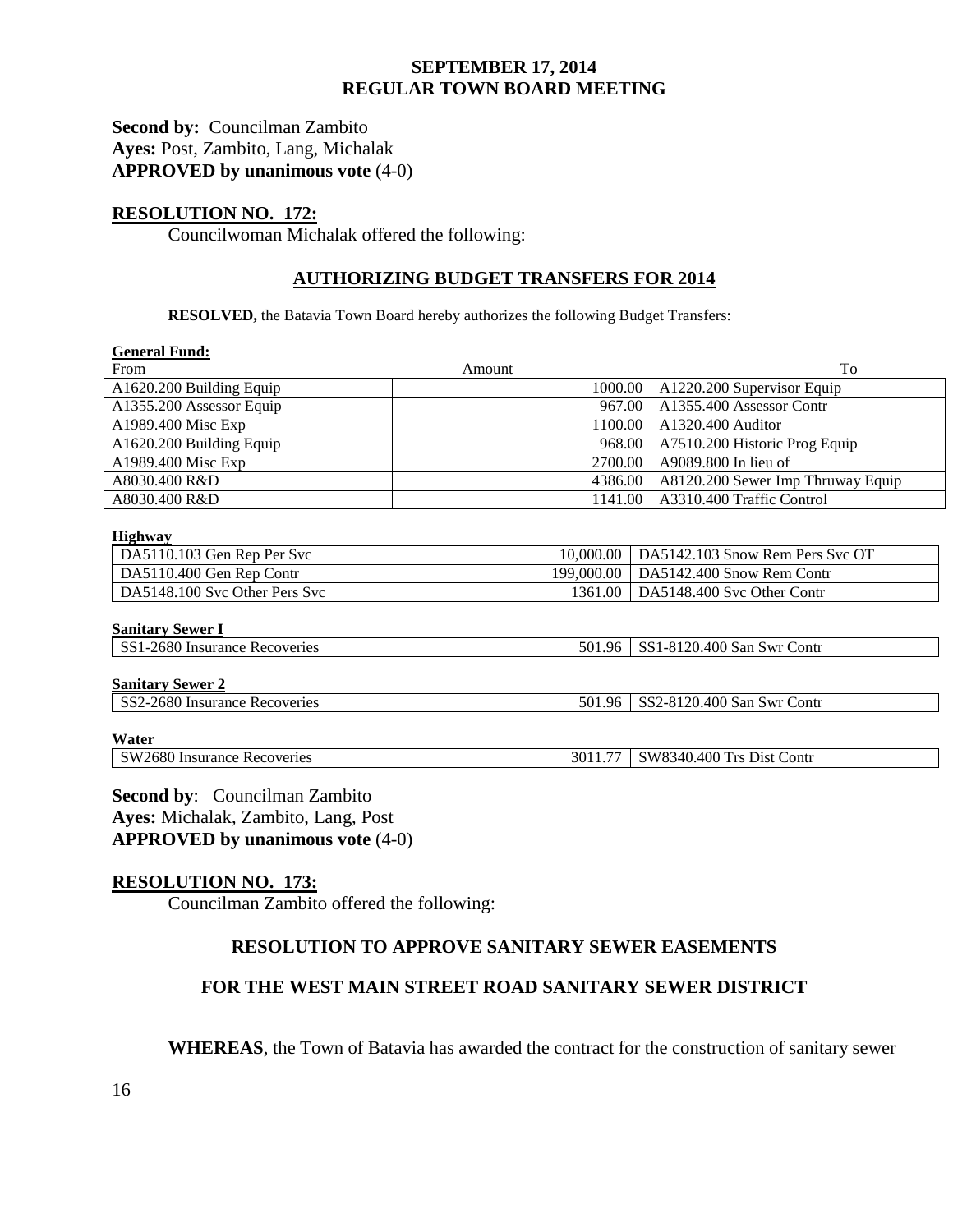**Second by:** Councilman Zambito
**Ayes:** Post, Zambito, Lang, Michalak
**APPROVED by unanimous vote** (4-0)

## RESOLUTION NO. 172:

Councilwoman Michalak offered the following:

### AUTHORIZING BUDGET TRANSFERS FOR 2014

**RESOLVED,** the Batavia Town Board hereby authorizes the following Budget Transfers:

**General Fund:**

| From | Amount | To |
|---|---|---|
| A1620.200 Building Equip | 1000.00 | A1220.200 Supervisor Equip |
| A1355.200 Assessor Equip | 967.00 | A1355.400 Assessor Contr |
| A1989.400 Misc Exp | 1100.00 | A1320.400 Auditor |
| A1620.200 Building Equip | 968.00 | A7510.200 Historic Prog Equip |
| A1989.400 Misc Exp | 2700.00 | A9089.800 In lieu of |
| A8030.400 R&D | 4386.00 | A8120.200 Sewer Imp Thruway Equip |
| A8030.400 R&D | 1141.00 | A3310.400 Traffic Control |

**Highway**

| From | Amount | To |
|---|---|---|
| DA5110.103 Gen Rep Per Svc | 10,000.00 | DA5142.103 Snow Rem Pers Svc OT |
| DA5110.400 Gen Rep Contr | 199,000.00 | DA5142.400 Snow Rem Contr |
| DA5148.100 Svc Other Pers Svc | 1361.00 | DA5148.400 Svc Other Contr |

**Sanitary Sewer I**

| From | Amount | To |
|---|---|---|
| SS1-2680 Insurance Recoveries | 501.96 | SS1-8120.400 San Swr Contr |

**Sanitary Sewer 2**

| From | Amount | To |
|---|---|---|
| SS2-2680 Insurance Recoveries | 501.96 | SS2-8120.400 San Swr Contr |

**Water**

| From | Amount | To |
|---|---|---|
| SW2680 Insurance Recoveries | 3011.77 | SW8340.400 Trs Dist Contr |

**Second by**: Councilman Zambito
**Ayes:** Michalak, Zambito, Lang, Post
**APPROVED by unanimous vote** (4-0)

## RESOLUTION NO. 173:

Councilman Zambito offered the following:

### RESOLUTION TO APPROVE SANITARY SEWER EASEMENTS

### FOR THE WEST MAIN STREET ROAD SANITARY SEWER DISTRICT

**WHEREAS**, the Town of Batavia has awarded the contract for the construction of sanitary sewer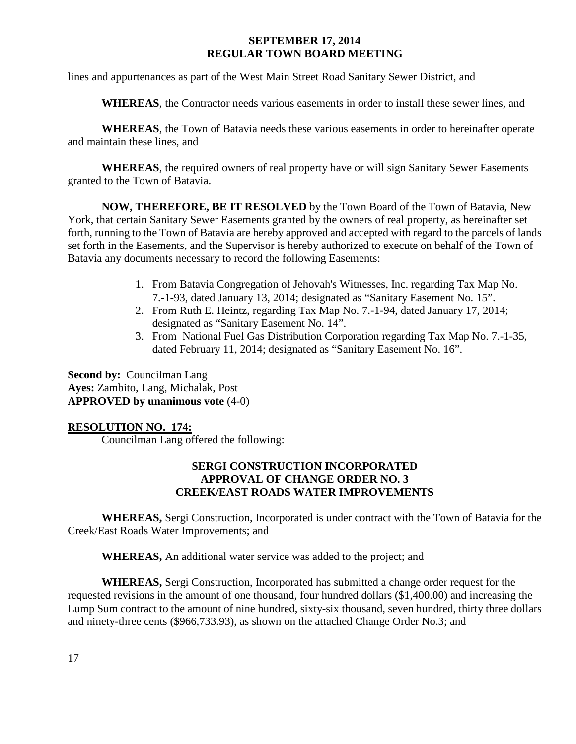lines and appurtenances as part of the West Main Street Road Sanitary Sewer District, and

**WHEREAS**, the Contractor needs various easements in order to install these sewer lines, and

**WHEREAS**, the Town of Batavia needs these various easements in order to hereinafter operate and maintain these lines, and

**WHEREAS**, the required owners of real property have or will sign Sanitary Sewer Easements granted to the Town of Batavia.

**NOW, THEREFORE, BE IT RESOLVED** by the Town Board of the Town of Batavia, New York, that certain Sanitary Sewer Easements granted by the owners of real property, as hereinafter set forth, running to the Town of Batavia are hereby approved and accepted with regard to the parcels of lands set forth in the Easements, and the Supervisor is hereby authorized to execute on behalf of the Town of Batavia any documents necessary to record the following Easements:

1. From Batavia Congregation of Jehovah's Witnesses, Inc. regarding Tax Map No. 7.-1-93, dated January 13, 2014; designated as "Sanitary Easement No. 15".
2. From Ruth E. Heintz, regarding Tax Map No. 7.-1-94, dated January 17, 2014; designated as "Sanitary Easement No. 14".
3. From National Fuel Gas Distribution Corporation regarding Tax Map No. 7.-1-35, dated February 11, 2014; designated as "Sanitary Easement No. 16".

**Second by:** Councilman Lang
**Ayes:** Zambito, Lang, Michalak, Post
**APPROVED by unanimous vote** (4-0)

**RESOLUTION NO. 174:**

Councilman Lang offered the following:

**SERGI CONSTRUCTION INCORPORATED**
**APPROVAL OF CHANGE ORDER NO. 3**
**CREEK/EAST ROADS WATER IMPROVEMENTS**

**WHEREAS,** Sergi Construction, Incorporated is under contract with the Town of Batavia for the Creek/East Roads Water Improvements; and

**WHEREAS,** An additional water service was added to the project; and

**WHEREAS,** Sergi Construction, Incorporated has submitted a change order request for the requested revisions in the amount of one thousand, four hundred dollars ($1,400.00) and increasing the Lump Sum contract to the amount of nine hundred, sixty-six thousand, seven hundred, thirty three dollars and ninety-three cents ($966,733.93), as shown on the attached Change Order No.3; and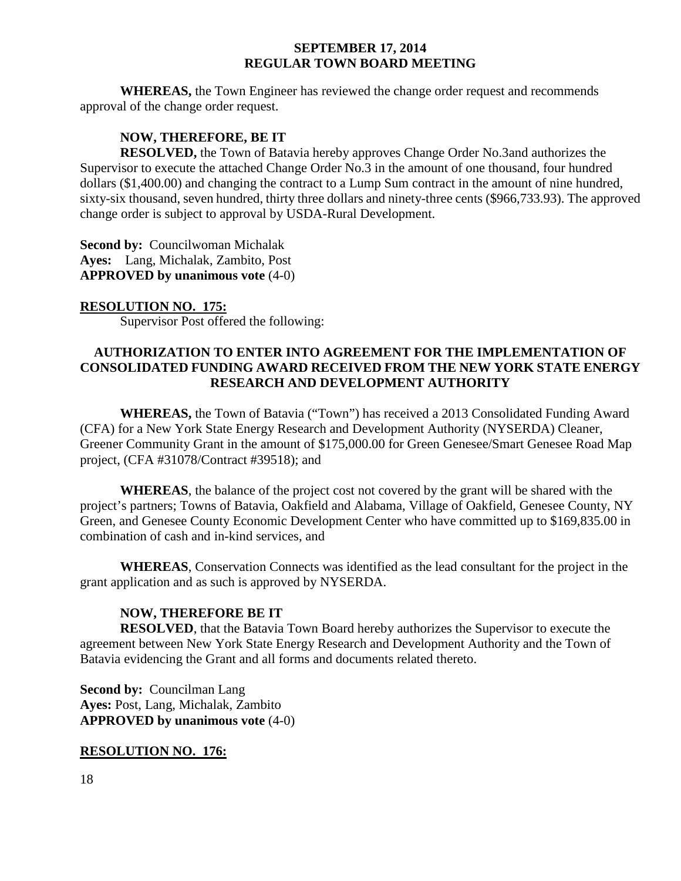**WHEREAS,** the Town Engineer has reviewed the change order request and recommends approval of the change order request.

**NOW, THEREFORE, BE IT**

**RESOLVED,** the Town of Batavia hereby approves Change Order No.3and authorizes the Supervisor to execute the attached Change Order No.3 in the amount of one thousand, four hundred dollars ($1,400.00) and changing the contract to a Lump Sum contract in the amount of nine hundred, sixty-six thousand, seven hundred, thirty three dollars and ninety-three cents ($966,733.93). The approved change order is subject to approval by USDA-Rural Development.

**Second by:** Councilwoman Michalak
**Ayes:** Lang, Michalak, Zambito, Post
**APPROVED by unanimous vote** (4-0)

**RESOLUTION NO. 175:**

Supervisor Post offered the following:

**AUTHORIZATION TO ENTER INTO AGREEMENT FOR THE IMPLEMENTATION OF CONSOLIDATED FUNDING AWARD RECEIVED FROM THE NEW YORK STATE ENERGY RESEARCH AND DEVELOPMENT AUTHORITY**

**WHEREAS,** the Town of Batavia ("Town") has received a 2013 Consolidated Funding Award (CFA) for a New York State Energy Research and Development Authority (NYSERDA) Cleaner, Greener Community Grant in the amount of $175,000.00 for Green Genesee/Smart Genesee Road Map project, (CFA #31078/Contract #39518); and

**WHEREAS**, the balance of the project cost not covered by the grant will be shared with the project's partners; Towns of Batavia, Oakfield and Alabama, Village of Oakfield, Genesee County, NY Green, and Genesee County Economic Development Center who have committed up to $169,835.00 in combination of cash and in-kind services, and

**WHEREAS**, Conservation Connects was identified as the lead consultant for the project in the grant application and as such is approved by NYSERDA.

**NOW, THEREFORE BE IT**

**RESOLVED**, that the Batavia Town Board hereby authorizes the Supervisor to execute the agreement between New York State Energy Research and Development Authority and the Town of Batavia evidencing the Grant and all forms and documents related thereto.

**Second by:** Councilman Lang
**Ayes:** Post, Lang, Michalak, Zambito
**APPROVED by unanimous vote** (4-0)

**RESOLUTION NO. 176:**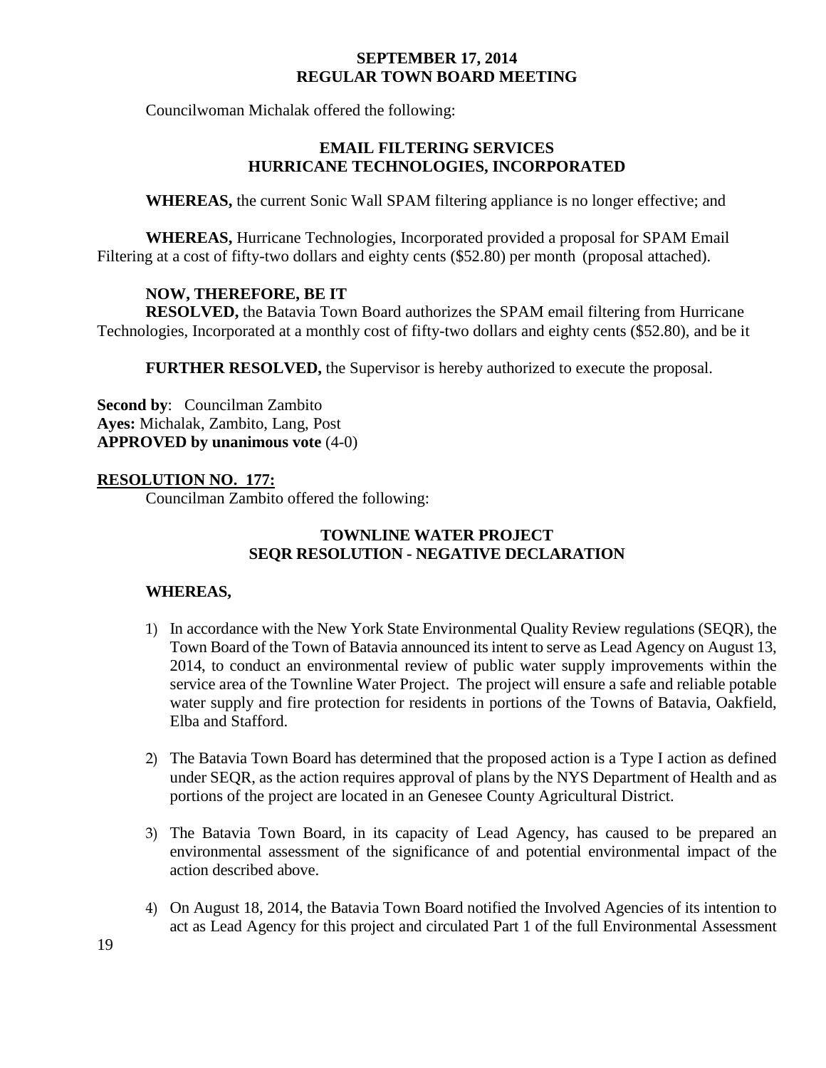Councilwoman Michalak offered the following:

**EMAIL FILTERING SERVICES**
**HURRICANE TECHNOLOGIES, INCORPORATED**

**WHEREAS,** the current Sonic Wall SPAM filtering appliance is no longer effective; and

**WHEREAS,** Hurricane Technologies, Incorporated provided a proposal for SPAM Email Filtering at a cost of fifty-two dollars and eighty cents ($52.80) per month (proposal attached).

**NOW, THEREFORE, BE IT**
**RESOLVED,** the Batavia Town Board authorizes the SPAM email filtering from Hurricane Technologies, Incorporated at a monthly cost of fifty-two dollars and eighty cents ($52.80), and be it

**FURTHER RESOLVED,** the Supervisor is hereby authorized to execute the proposal.

**Second by**: Councilman Zambito
**Ayes:** Michalak, Zambito, Lang, Post
**APPROVED by unanimous vote** (4-0)

**RESOLUTION NO. 177:**

Councilman Zambito offered the following:

**TOWNLINE WATER PROJECT**
**SEQR RESOLUTION - NEGATIVE DECLARATION**

**WHEREAS,**

1) In accordance with the New York State Environmental Quality Review regulations (SEQR), the Town Board of the Town of Batavia announced its intent to serve as Lead Agency on August 13, 2014, to conduct an environmental review of public water supply improvements within the service area of the Townline Water Project. The project will ensure a safe and reliable potable water supply and fire protection for residents in portions of the Towns of Batavia, Oakfield, Elba and Stafford.

2) The Batavia Town Board has determined that the proposed action is a Type I action as defined under SEQR, as the action requires approval of plans by the NYS Department of Health and as portions of the project are located in an Genesee County Agricultural District.

3) The Batavia Town Board, in its capacity of Lead Agency, has caused to be prepared an environmental assessment of the significance of and potential environmental impact of the action described above.

4) On August 18, 2014, the Batavia Town Board notified the Involved Agencies of its intention to act as Lead Agency for this project and circulated Part 1 of the full Environmental Assessment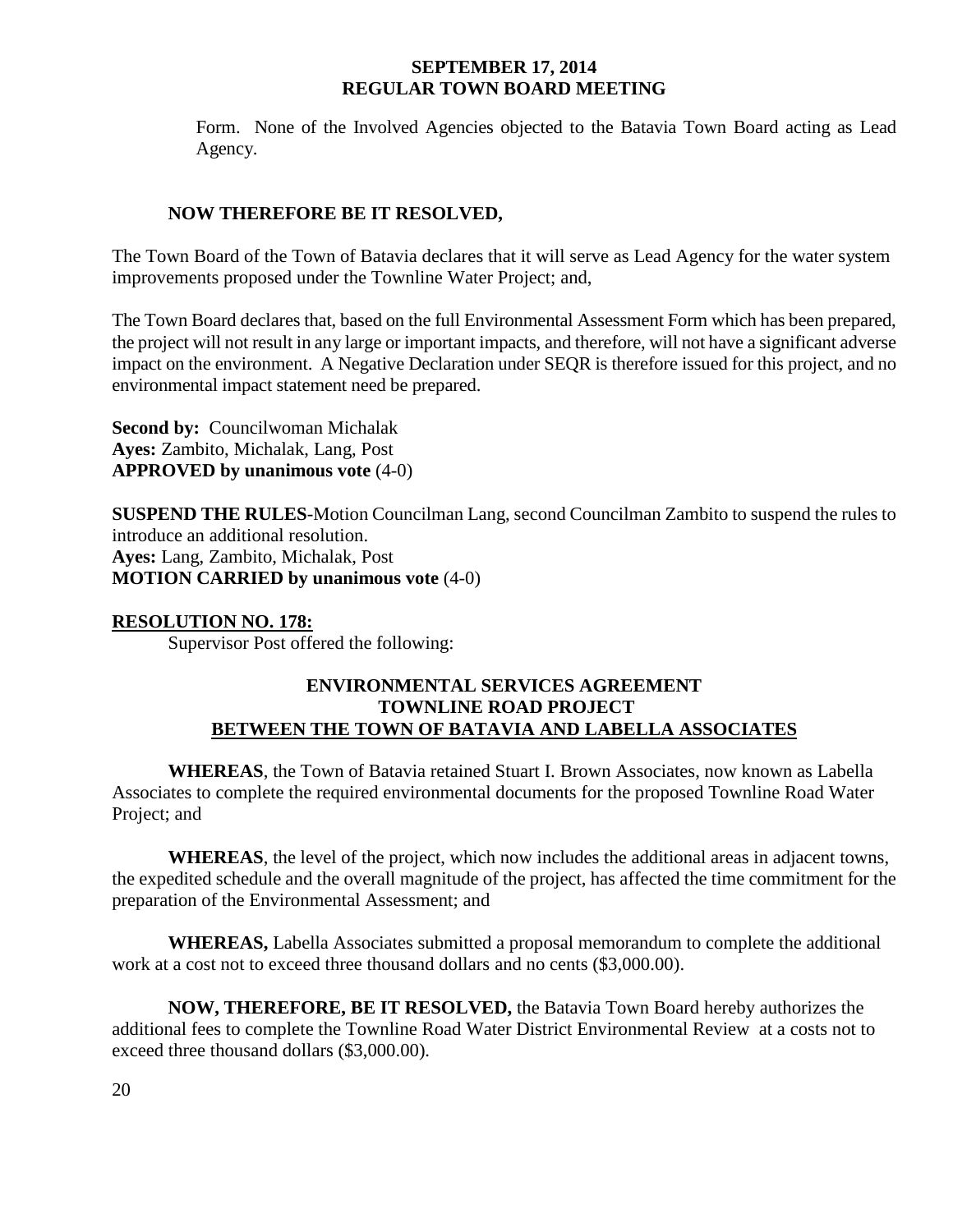Form. None of the Involved Agencies objected to the Batavia Town Board acting as Lead Agency.

**NOW THEREFORE BE IT RESOLVED,**

The Town Board of the Town of Batavia declares that it will serve as Lead Agency for the water system improvements proposed under the Townline Water Project; and,

The Town Board declares that, based on the full Environmental Assessment Form which has been prepared, the project will not result in any large or important impacts, and therefore, will not have a significant adverse impact on the environment. A Negative Declaration under SEQR is therefore issued for this project, and no environmental impact statement need be prepared.

**Second by:** Councilwoman Michalak
**Ayes:** Zambito, Michalak, Lang, Post
**APPROVED by unanimous vote** (4-0)

**SUSPEND THE RULES**-Motion Councilman Lang, second Councilman Zambito to suspend the rules to introduce an additional resolution.
**Ayes:** Lang, Zambito, Michalak, Post
**MOTION CARRIED by unanimous vote** (4-0)

**RESOLUTION NO. 178:**

Supervisor Post offered the following:

**ENVIRONMENTAL SERVICES AGREEMENT**
**TOWNLINE ROAD PROJECT**
**BETWEEN THE TOWN OF BATAVIA AND LABELLA ASSOCIATES**

**WHEREAS**, the Town of Batavia retained Stuart I. Brown Associates, now known as Labella Associates to complete the required environmental documents for the proposed Townline Road Water Project; and

**WHEREAS**, the level of the project, which now includes the additional areas in adjacent towns, the expedited schedule and the overall magnitude of the project, has affected the time commitment for the preparation of the Environmental Assessment; and

**WHEREAS,** Labella Associates submitted a proposal memorandum to complete the additional work at a cost not to exceed three thousand dollars and no cents ($3,000.00).

**NOW, THEREFORE, BE IT RESOLVED,** the Batavia Town Board hereby authorizes the additional fees to complete the Townline Road Water District Environmental Review at a costs not to exceed three thousand dollars ($3,000.00).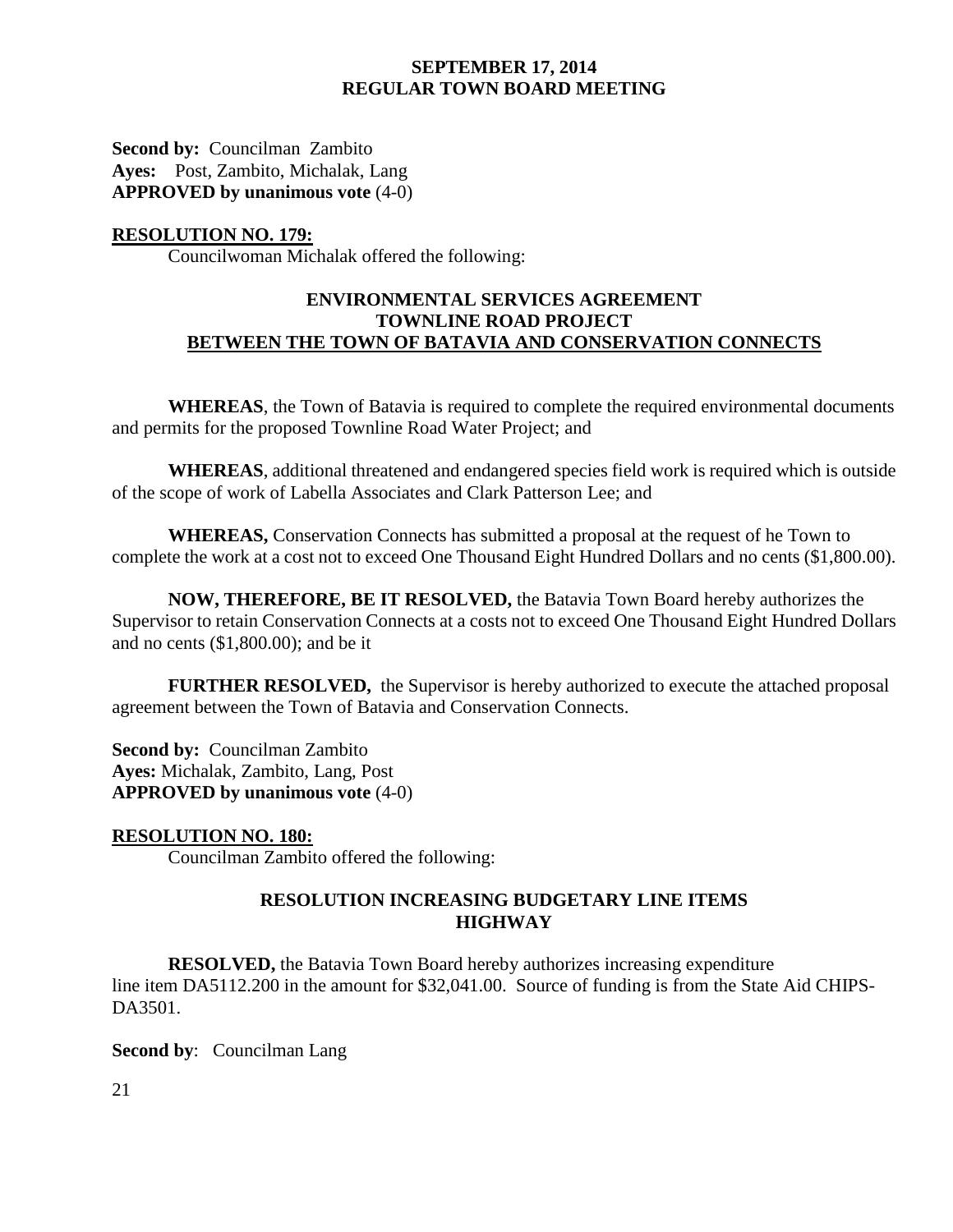**Second by:** Councilman Zambito
**Ayes:** Post, Zambito, Michalak, Lang
**APPROVED by unanimous vote** (4-0)

**RESOLUTION NO. 179:**

Councilwoman Michalak offered the following:

**ENVIRONMENTAL SERVICES AGREEMENT**
**TOWNLINE ROAD PROJECT**
**BETWEEN THE TOWN OF BATAVIA AND CONSERVATION CONNECTS**

**WHEREAS**, the Town of Batavia is required to complete the required environmental documents and permits for the proposed Townline Road Water Project; and

**WHEREAS**, additional threatened and endangered species field work is required which is outside of the scope of work of Labella Associates and Clark Patterson Lee; and

**WHEREAS,** Conservation Connects has submitted a proposal at the request of he Town to complete the work at a cost not to exceed One Thousand Eight Hundred Dollars and no cents ($1,800.00).

**NOW, THEREFORE, BE IT RESOLVED,** the Batavia Town Board hereby authorizes the Supervisor to retain Conservation Connects at a costs not to exceed One Thousand Eight Hundred Dollars and no cents ($1,800.00); and be it

**FURTHER RESOLVED,** the Supervisor is hereby authorized to execute the attached proposal agreement between the Town of Batavia and Conservation Connects.

**Second by:** Councilman Zambito
**Ayes:** Michalak, Zambito, Lang, Post
**APPROVED by unanimous vote** (4-0)

**RESOLUTION NO. 180:**

Councilman Zambito offered the following:

**RESOLUTION INCREASING BUDGETARY LINE ITEMS**
**HIGHWAY**

**RESOLVED,** the Batavia Town Board hereby authorizes increasing expenditure line item DA5112.200 in the amount for $32,041.00. Source of funding is from the State Aid CHIPS-DA3501.

**Second by**: Councilman Lang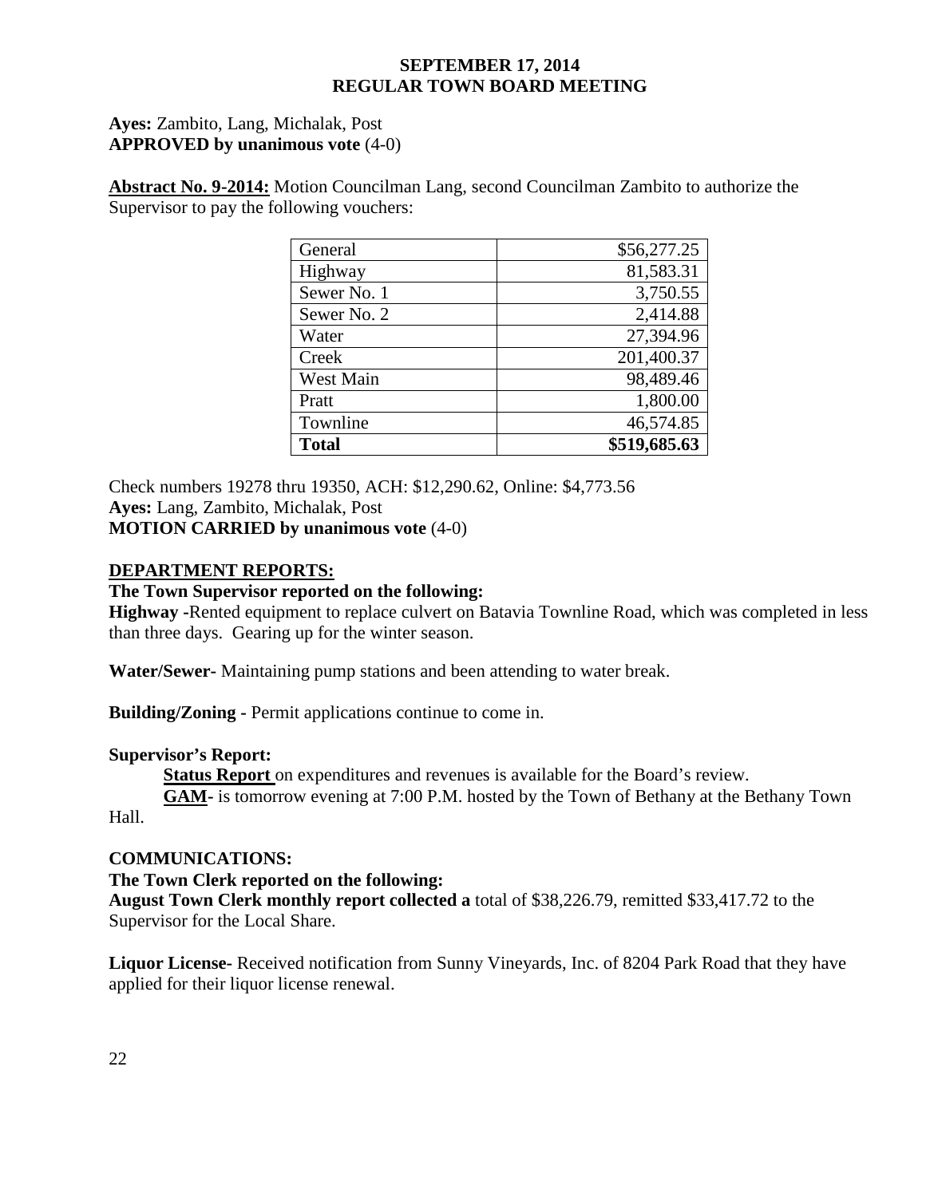**SEPTEMBER 17, 2014**
**REGULAR TOWN BOARD MEETING**

**Ayes:** Zambito, Lang, Michalak, Post
**APPROVED by unanimous vote** (4-0)

**Abstract No. 9-2014:** Motion Councilman Lang, second Councilman Zambito to authorize the Supervisor to pay the following vouchers:

| | |
|---|---:|
| General | \$56,277.25 |
| Highway | 81,583.31 |
| Sewer No. 1 | 3,750.55 |
| Sewer No. 2 | 2,414.88 |
| Water | 27,394.96 |
| Creek | 201,400.37 |
| West Main | 98,489.46 |
| Pratt | 1,800.00 |
| Townline | 46,574.85 |
| **Total** | **\$519,685.63** |

Check numbers 19278 thru 19350, ACH: \$12,290.62, Online: \$4,773.56
**Ayes:** Lang, Zambito, Michalak, Post
**MOTION CARRIED by unanimous vote** (4-0)

**DEPARTMENT REPORTS:**

**The Town Supervisor reported on the following:**

**Highway -**Rented equipment to replace culvert on Batavia Townline Road, which was completed in less than three days. Gearing up for the winter season.

**Water/Sewer-** Maintaining pump stations and been attending to water break.

**Building/Zoning -** Permit applications continue to come in.

**Supervisor's Report:**

**Status Report** on expenditures and revenues is available for the Board's review.

**GAM-** is tomorrow evening at 7:00 P.M. hosted by the Town of Bethany at the Bethany Town Hall.

**COMMUNICATIONS:**

**The Town Clerk reported on the following:**

**August Town Clerk monthly report collected a** total of \$38,226.79, remitted \$33,417.72 to the Supervisor for the Local Share.

**Liquor License-** Received notification from Sunny Vineyards, Inc. of 8204 Park Road that they have applied for their liquor license renewal.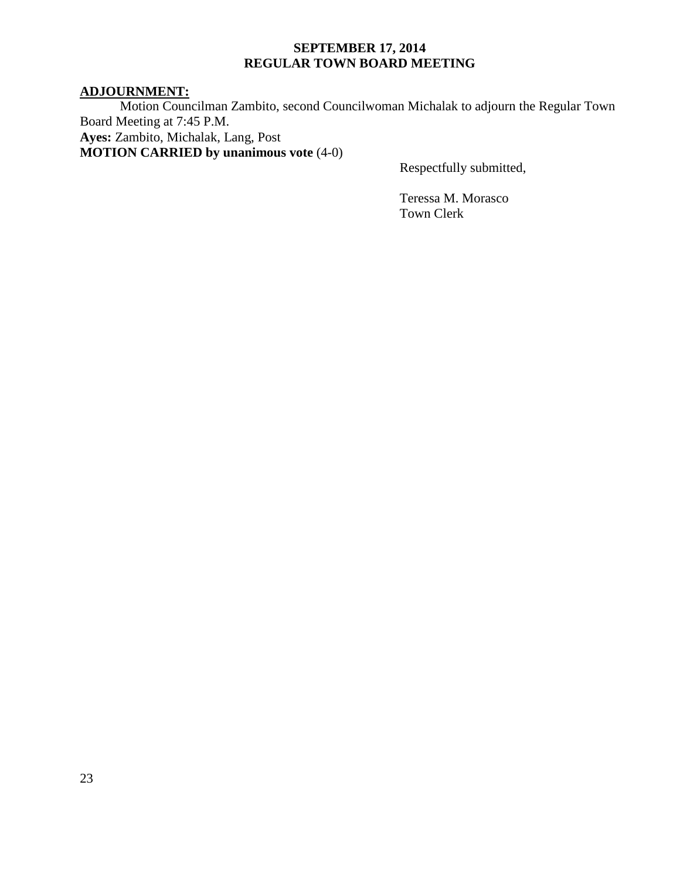**ADJOURNMENT:**

Motion Councilman Zambito, second Councilwoman Michalak to adjourn the Regular Town Board Meeting at 7:45 P.M.
**Ayes:** Zambito, Michalak, Lang, Post
**MOTION CARRIED by unanimous vote** (4-0)

Respectfully submitted,

Teressa M. Morasco
Town Clerk